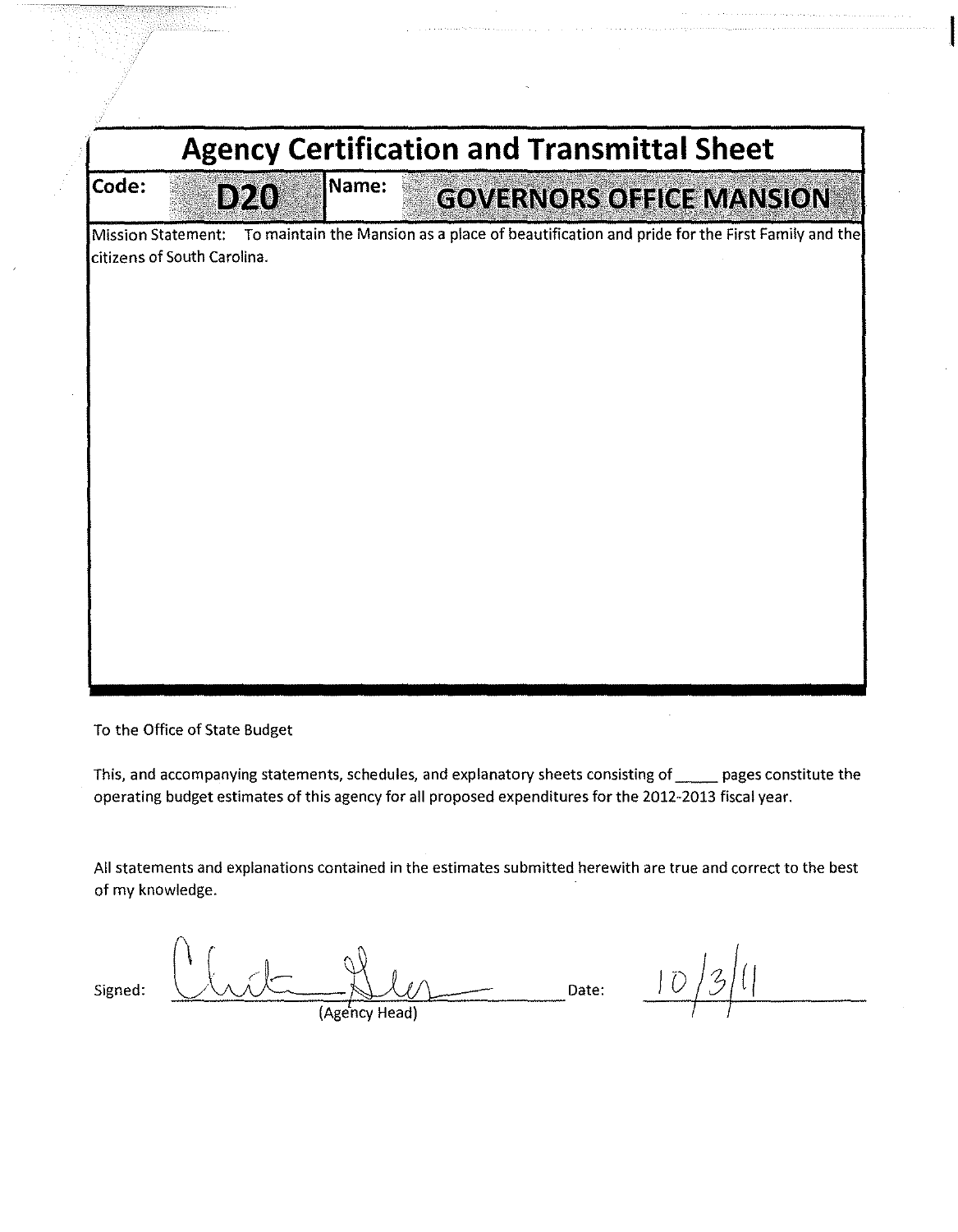# Agency Certification and Transmittal Sheet

| Code: | D20 | Name: | GOVERNORS OFFICE MANSION |
| --- | --- | --- | --- |

Mission Statement: To maintain the Mansion as a place of beautification and pride for the First Family and the citizens of South Carolina.

To the Office of State Budget

This, and accompanying statements, schedules, and explanatory sheets consisting of _____ pages constitute the operating budget estimates of this agency for all proposed expenditures for the 2012-2013 fiscal year.

All statements and explanations contained in the estimates submitted herewith are true and correct to the best of my knowledge.

Signed: _______________ (Agency Head) Date: 10/3/11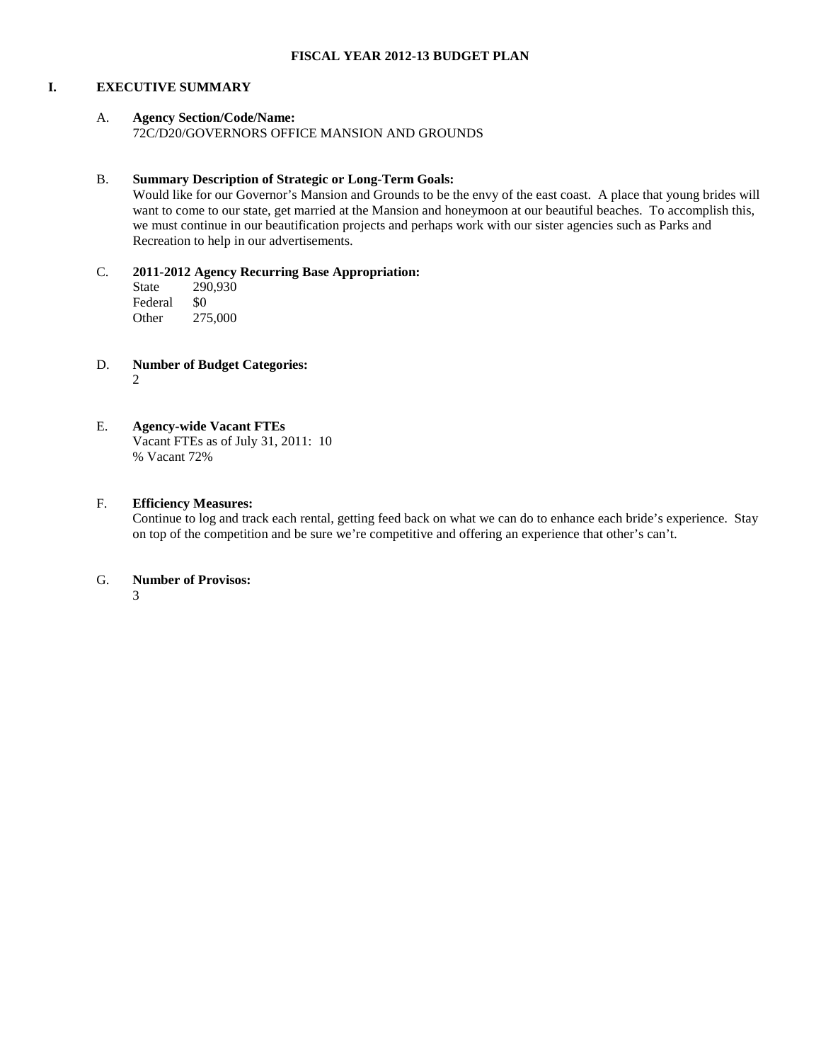# FISCAL YEAR 2012-13 BUDGET PLAN

## I. EXECUTIVE SUMMARY

A. **Agency Section/Code/Name:**
72C/D20/GOVERNORS OFFICE MANSION AND GROUNDS

B. **Summary Description of Strategic or Long-Term Goals:**
Would like for our Governor's Mansion and Grounds to be the envy of the east coast. A place that young brides will want to come to our state, get married at the Mansion and honeymoon at our beautiful beaches. To accomplish this, we must continue in our beautification projects and perhaps work with our sister agencies such as Parks and Recreation to help in our advertisements.

C. **2011-2012 Agency Recurring Base Appropriation:**

| | |
|---|---|
| State | 290,930 |
| Federal | $0 |
| Other | 275,000 |

D. **Number of Budget Categories:**
2

E. **Agency-wide Vacant FTEs**
Vacant FTEs as of July 31, 2011: 10
% Vacant 72%

F. **Efficiency Measures:**
Continue to log and track each rental, getting feed back on what we can do to enhance each bride's experience. Stay on top of the competition and be sure we're competitive and offering an experience that other's can't.

G. **Number of Provisos:**
3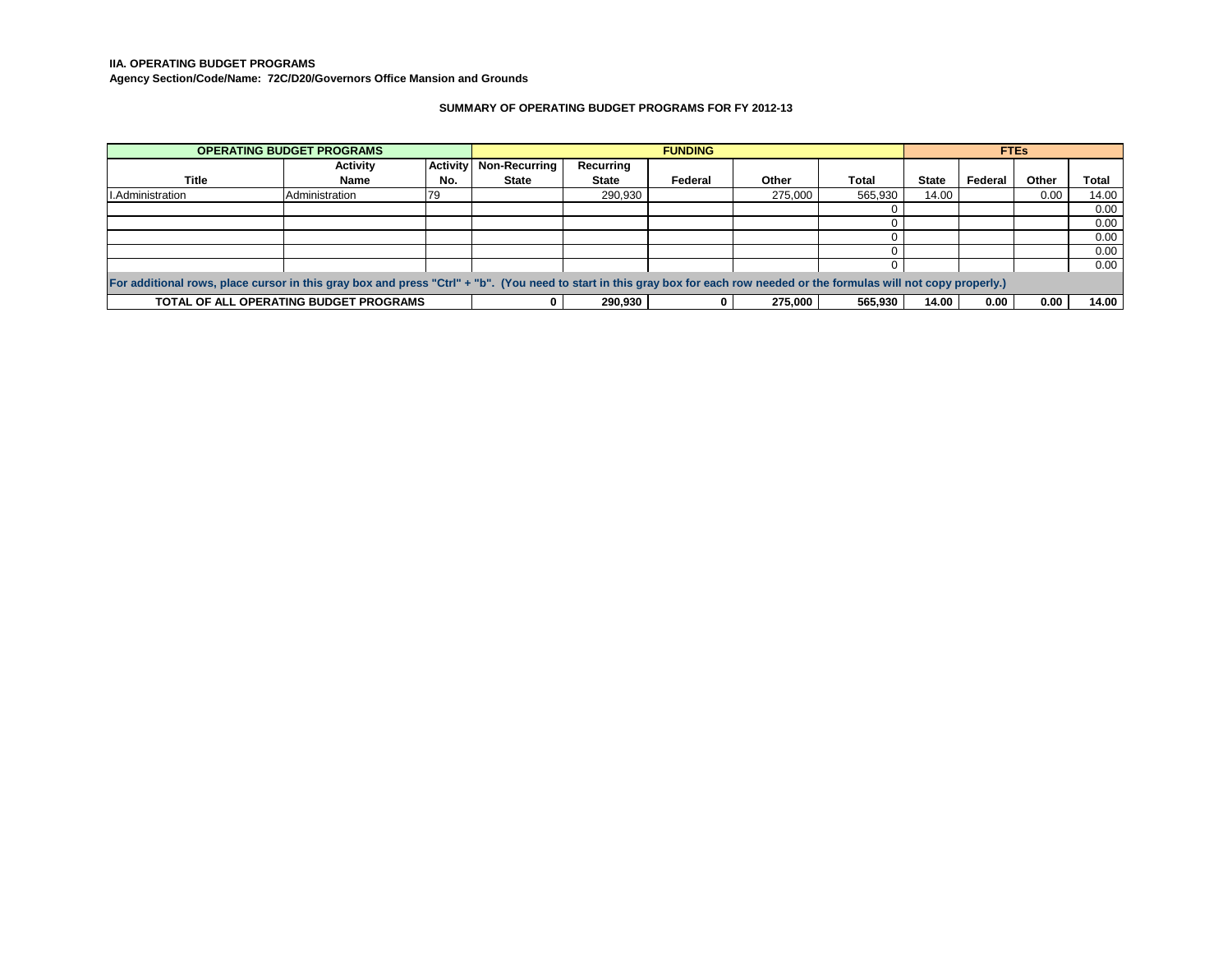**IIA. OPERATING BUDGET PROGRAMS**

**Agency Section/Code/Name: 72C/D20/Governors Office Mansion and Grounds**

**SUMMARY OF OPERATING BUDGET PROGRAMS FOR FY 2012-13**

| OPERATING BUDGET PROGRAMS | | | FUNDING | | | | | FTEs | | | |
|---|---|---|---|---|---|---|---|---|---|---|---|
| Title | Activity Name | Activity No. | Non-Recurring State | Recurring State | Federal | Other | Total | State | Federal | Other | Total |
| I.Administration | Administration | 79 | | 290,930 | | 275,000 | 565,930 | 14.00 | | 0.00 | 14.00 |
| | | | | | | | 0 | | | | 0.00 |
| | | | | | | | 0 | | | | 0.00 |
| | | | | | | | 0 | | | | 0.00 |
| | | | | | | | 0 | | | | 0.00 |
| | | | | | | | 0 | | | | 0.00 |
| For additional rows, place cursor in this gray box and press "Ctrl" + "b". (You need to start in this gray box for each row needed or the formulas will not copy properly.) | | | | | | | | | | | |
| **TOTAL OF ALL OPERATING BUDGET PROGRAMS** | | | **0** | **290,930** | **0** | **275,000** | **565,930** | **14.00** | **0.00** | **0.00** | **14.00** |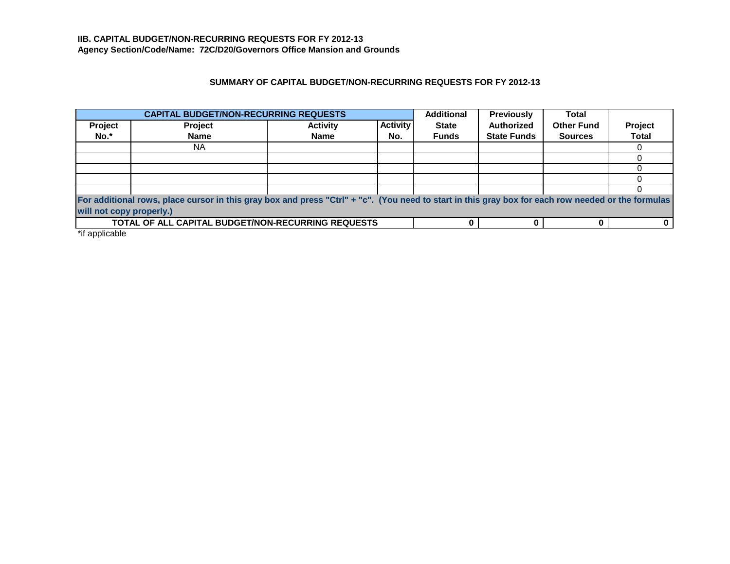**IIB. CAPITAL BUDGET/NON-RECURRING REQUESTS FOR FY 2012-13**
**Agency Section/Code/Name: 72C/D20/Governors Office Mansion and Grounds**

## SUMMARY OF CAPITAL BUDGET/NON-RECURRING REQUESTS FOR FY 2012-13

| CAPITAL BUDGET/NON-RECURRING REQUESTS | | | | Additional State Funds | Previously Authorized State Funds | Total Other Fund Sources | Project Total |
|---|---|---|---|---|---|---|---|
| Project No.* | Project Name | Activity Name | Activity No. | | | | |
| | NA | | | | | | 0 |
| | | | | | | | 0 |
| | | | | | | | 0 |
| | | | | | | | 0 |
| | | | | | | | 0 |
| **For additional rows, place cursor in this gray box and press "Ctrl" + "c". (You need to start in this gray box for each row needed or the formulas will not copy properly.)** | | | | | | | |
| **TOTAL OF ALL CAPITAL BUDGET/NON-RECURRING REQUESTS** | | | | **0** | **0** | **0** | **0** |

*if applicable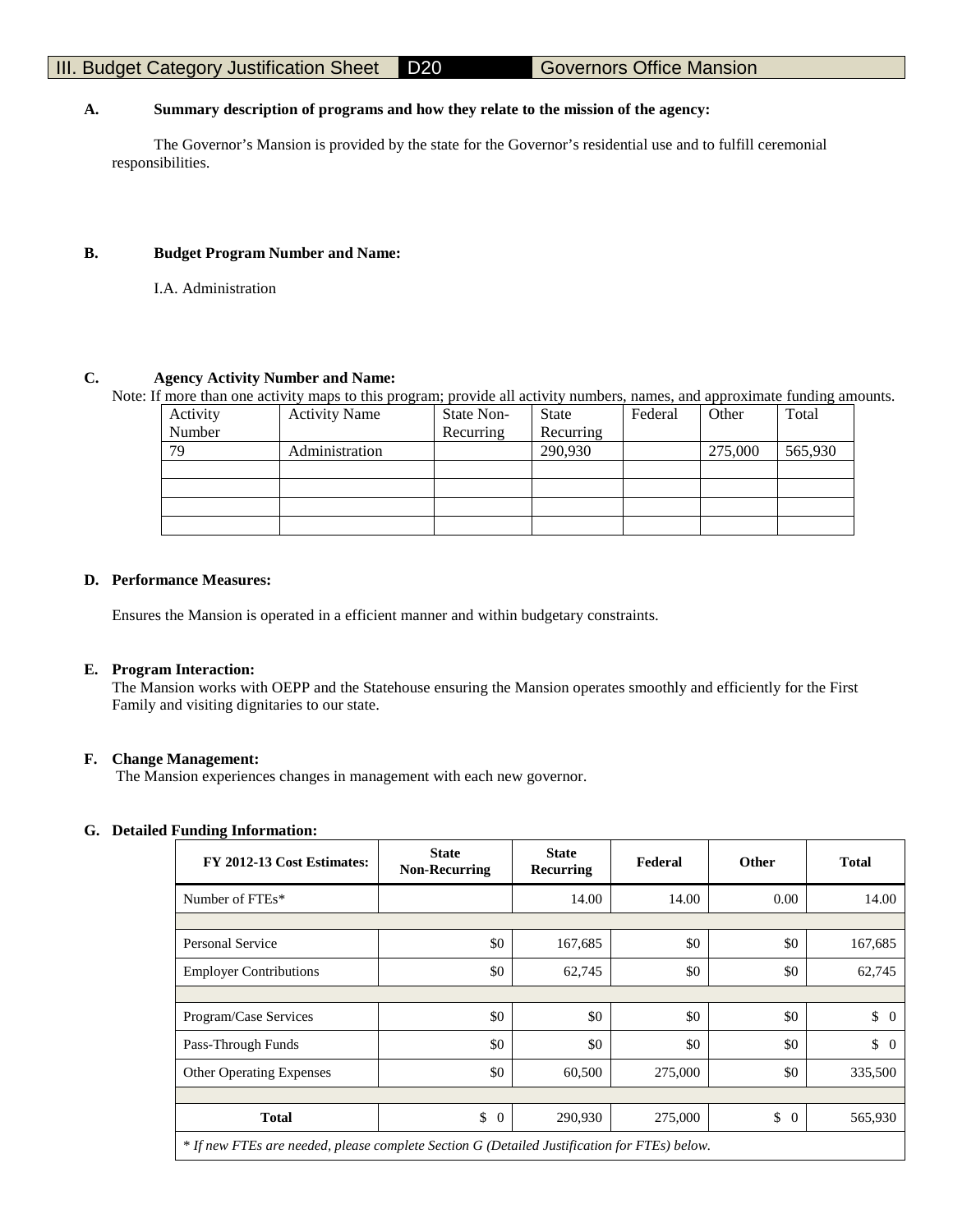# III. Budget Category Justification Sheet D20 Governors Office Mansion

**A. Summary description of programs and how they relate to the mission of the agency:**

The Governor's Mansion is provided by the state for the Governor's residential use and to fulfill ceremonial responsibilities.

**B. Budget Program Number and Name:**

I.A. Administration

**C. Agency Activity Number and Name:**

Note: If more than one activity maps to this program; provide all activity numbers, names, and approximate funding amounts.

| Activity Number | Activity Name | State Non-Recurring | State Recurring | Federal | Other | Total |
|---|---|---|---|---|---|---|
| 79 | Administration | | 290,930 | | 275,000 | 565,930 |
| | | | | | | |
| | | | | | | |
| | | | | | | |
| | | | | | | |

**D. Performance Measures:**

Ensures the Mansion is operated in a efficient manner and within budgetary constraints.

**E. Program Interaction:**

The Mansion works with OEPP and the Statehouse ensuring the Mansion operates smoothly and efficiently for the First Family and visiting dignitaries to our state.

**F. Change Management:**

The Mansion experiences changes in management with each new governor.

**G. Detailed Funding Information:**

| FY 2012-13 Cost Estimates: | State Non-Recurring | State Recurring | Federal | Other | Total |
|---|---|---|---|---|---|
| Number of FTEs* | | 14.00 | 14.00 | 0.00 | 14.00 |
| | | | | | |
| Personal Service | $0 | 167,685 | $0 | $0 | 167,685 |
| Employer Contributions | $0 | 62,745 | $0 | $0 | 62,745 |
| | | | | | |
| Program/Case Services | $0 | $0 | $0 | $0 | $ 0 |
| Pass-Through Funds | $0 | $0 | $0 | $0 | $ 0 |
| Other Operating Expenses | $0 | 60,500 | 275,000 | $0 | 335,500 |
| | | | | | |
| **Total** | $ 0 | 290,930 | 275,000 | $ 0 | 565,930 |

*\* If new FTEs are needed, please complete Section G (Detailed Justification for FTEs) below.*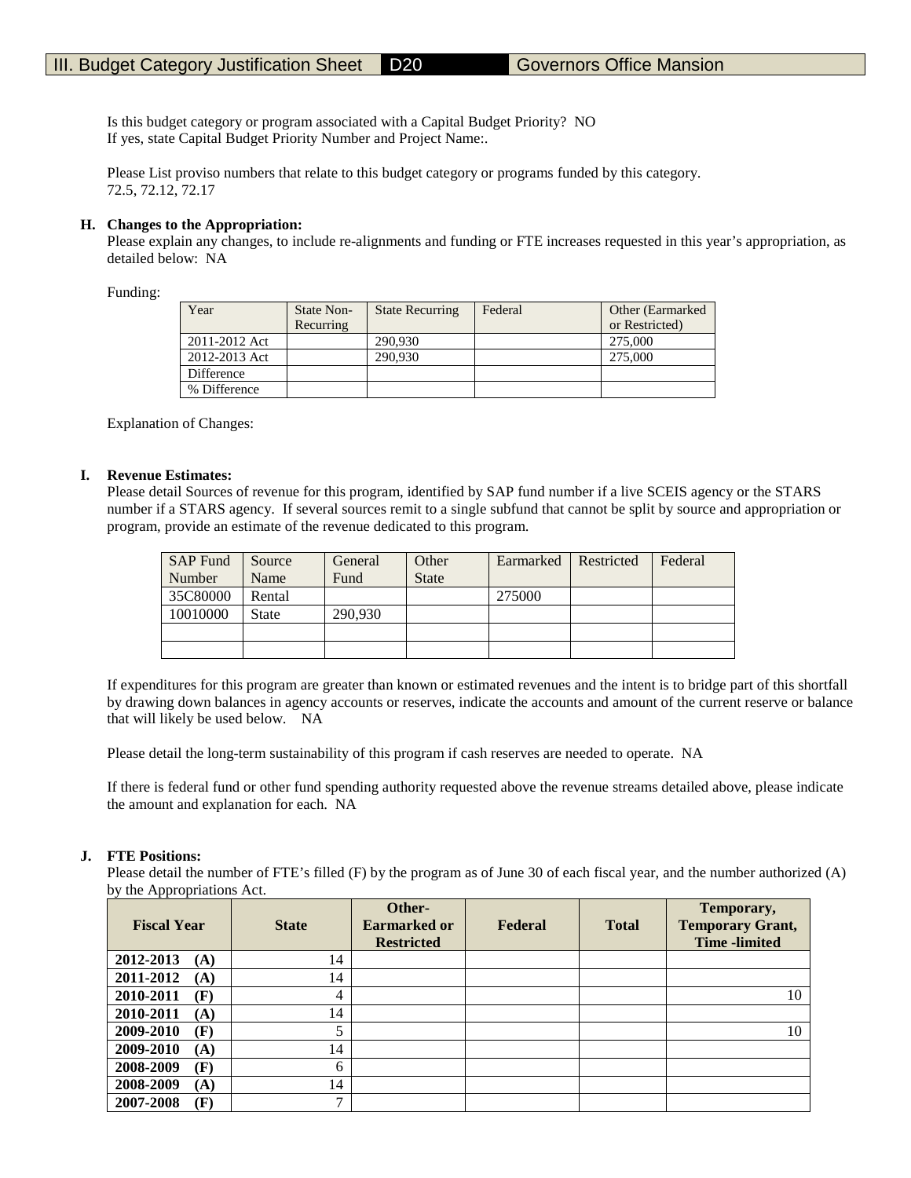III. Budget Category Justification Sheet | D20 | Governors Office Mansion

Is this budget category or program associated with a Capital Budget Priority? NO
If yes, state Capital Budget Priority Number and Project Name:.

Please List proviso numbers that relate to this budget category or programs funded by this category.
72.5, 72.12, 72.17

**H. Changes to the Appropriation:**
Please explain any changes, to include re-alignments and funding or FTE increases requested in this year's appropriation, as detailed below: NA

Funding:

| Year | State Non-Recurring | State Recurring | Federal | Other (Earmarked or Restricted) |
|---|---|---|---|---|
| 2011-2012 Act | | 290,930 | | 275,000 |
| 2012-2013 Act | | 290,930 | | 275,000 |
| Difference | | | | |
| % Difference | | | | |

Explanation of Changes:

**I. Revenue Estimates:**
Please detail Sources of revenue for this program, identified by SAP fund number if a live SCEIS agency or the STARS number if a STARS agency. If several sources remit to a single subfund that cannot be split by source and appropriation or program, provide an estimate of the revenue dedicated to this program.

| SAP Fund Number | Source Name | General Fund | Other State | Earmarked | Restricted | Federal |
|---|---|---|---|---|---|---|
| 35C80000 | Rental | | | 275000 | | |
| 10010000 | State | 290,930 | | | | |
| | | | | | | |
| | | | | | | |

If expenditures for this program are greater than known or estimated revenues and the intent is to bridge part of this shortfall by drawing down balances in agency accounts or reserves, indicate the accounts and amount of the current reserve or balance that will likely be used below. NA

Please detail the long-term sustainability of this program if cash reserves are needed to operate. NA

If there is federal fund or other fund spending authority requested above the revenue streams detailed above, please indicate the amount and explanation for each. NA

**J. FTE Positions:**
Please detail the number of FTE's filled (F) by the program as of June 30 of each fiscal year, and the number authorized (A) by the Appropriations Act.

| Fiscal Year | State | Other-Earmarked or Restricted | Federal | Total | Temporary, Temporary Grant, Time -limited |
|---|---|---|---|---|---|
| **2012-2013 (A)** | 14 | | | | |
| **2011-2012 (A)** | 14 | | | | |
| **2010-2011 (F)** | 4 | | | | 10 |
| **2010-2011 (A)** | 14 | | | | |
| **2009-2010 (F)** | 5 | | | | 10 |
| **2009-2010 (A)** | 14 | | | | |
| **2008-2009 (F)** | 6 | | | | |
| **2008-2009 (A)** | 14 | | | | |
| **2007-2008 (F)** | 7 | | | | |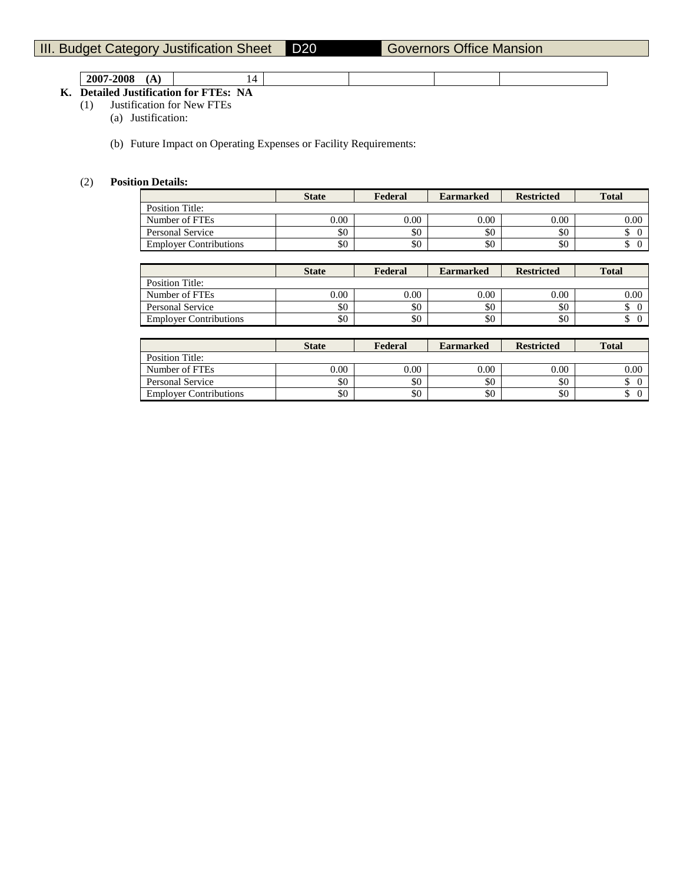## III. Budget Category Justification Sheet | D20 | Governors Office Mansion

| 2007-2008 (A) | 14 | | | | |
|---|---|---|---|---|---|

**K. Detailed Justification for FTEs: NA**

(1) Justification for New FTEs

(a) Justification:

(b) Future Impact on Operating Expenses or Facility Requirements:

(2) **Position Details:**

| | State | Federal | Earmarked | Restricted | Total |
|---|---|---|---|---|---|
| Position Title: | | | | | |
| Number of FTEs | 0.00 | 0.00 | 0.00 | 0.00 | 0.00 |
| Personal Service | $0 | $0 | $0 | $0 | $ 0 |
| Employer Contributions | $0 | $0 | $0 | $0 | $ 0 |

| | State | Federal | Earmarked | Restricted | Total |
|---|---|---|---|---|---|
| Position Title: | | | | | |
| Number of FTEs | 0.00 | 0.00 | 0.00 | 0.00 | 0.00 |
| Personal Service | $0 | $0 | $0 | $0 | $ 0 |
| Employer Contributions | $0 | $0 | $0 | $0 | $ 0 |

| | State | Federal | Earmarked | Restricted | Total |
|---|---|---|---|---|---|
| Position Title: | | | | | |
| Number of FTEs | 0.00 | 0.00 | 0.00 | 0.00 | 0.00 |
| Personal Service | $0 | $0 | $0 | $0 | $ 0 |
| Employer Contributions | $0 | $0 | $0 | $0 | $ 0 |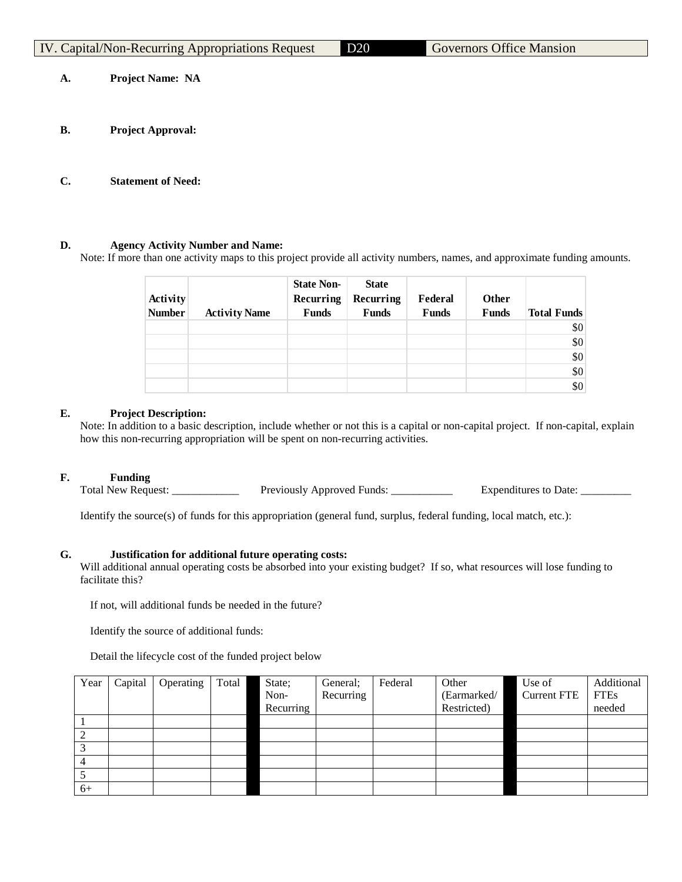| IV. Capital/Non-Recurring Appropriations Request | D20 | Governors Office Mansion |
|---|---|---|

**A. Project Name: NA**

**B. Project Approval:**

**C. Statement of Need:**

**D. Agency Activity Number and Name:**

Note: If more than one activity maps to this project provide all activity numbers, names, and approximate funding amounts.

| Activity Number | Activity Name | State Non-Recurring Funds | State Recurring Funds | Federal Funds | Other Funds | Total Funds |
|---|---|---|---|---|---|---|
| | | | | | | $0 |
| | | | | | | $0 |
| | | | | | | $0 |
| | | | | | | $0 |
| | | | | | | $0 |

**E. Project Description:**

Note: In addition to a basic description, include whether or not this is a capital or non-capital project. If non-capital, explain how this non-recurring appropriation will be spent on non-recurring activities.

**F. Funding**

Total New Request: ____________ Previously Approved Funds: ___________ Expenditures to Date: _________

Identify the source(s) of funds for this appropriation (general fund, surplus, federal funding, local match, etc.):

**G. Justification for additional future operating costs:**

Will additional annual operating costs be absorbed into your existing budget? If so, what resources will lose funding to facilitate this?

If not, will additional funds be needed in the future?

Identify the source of additional funds:

Detail the lifecycle cost of the funded project below

| Year | Capital | Operating | Total | | State; Non-Recurring | General; Recurring | Federal | Other (Earmarked/ Restricted) | | Use of Current FTE | Additional FTEs needed |
|---|---|---|---|---|---|---|---|---|---|---|---|
| 1 | | | | | | | | | | | |
| 2 | | | | | | | | | | | |
| 3 | | | | | | | | | | | |
| 4 | | | | | | | | | | | |
| 5 | | | | | | | | | | | |
| 6+ | | | | | | | | | | | |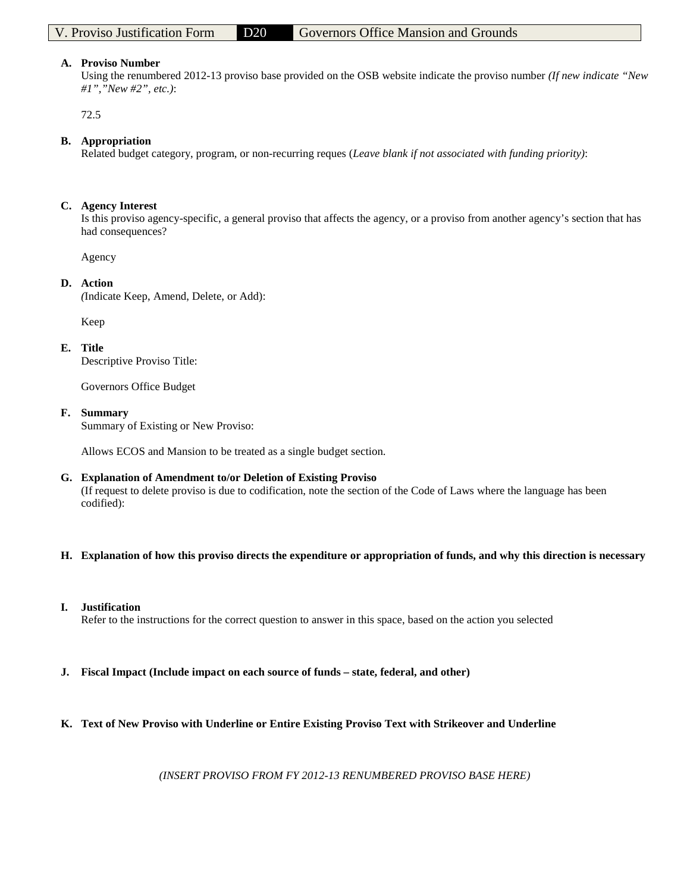| V. Proviso Justification Form | D20 | Governors Office Mansion and Grounds |
|---|---|---|

**A. Proviso Number**
Using the renumbered 2012-13 proviso base provided on the OSB website indicate the proviso number *(If new indicate "New #1","New #2", etc.)*:

72.5

**B. Appropriation**
Related budget category, program, or non-recurring reques (*Leave blank if not associated with funding priority)*:

**C. Agency Interest**
Is this proviso agency-specific, a general proviso that affects the agency, or a proviso from another agency's section that has had consequences?

Agency

**D. Action**
*(*Indicate Keep, Amend, Delete, or Add):

Keep

**E. Title**
Descriptive Proviso Title:

Governors Office Budget

**F. Summary**
Summary of Existing or New Proviso:

Allows ECOS and Mansion to be treated as a single budget section.

**G. Explanation of Amendment to/or Deletion of Existing Proviso**
(If request to delete proviso is due to codification, note the section of the Code of Laws where the language has been codified):

**H. Explanation of how this proviso directs the expenditure or appropriation of funds, and why this direction is necessary**

**I. Justification**
Refer to the instructions for the correct question to answer in this space, based on the action you selected

**J. Fiscal Impact (Include impact on each source of funds – state, federal, and other)**

**K. Text of New Proviso with Underline or Entire Existing Proviso Text with Strikeover and Underline**

*(INSERT PROVISO FROM FY 2012-13 RENUMBERED PROVISO BASE HERE)*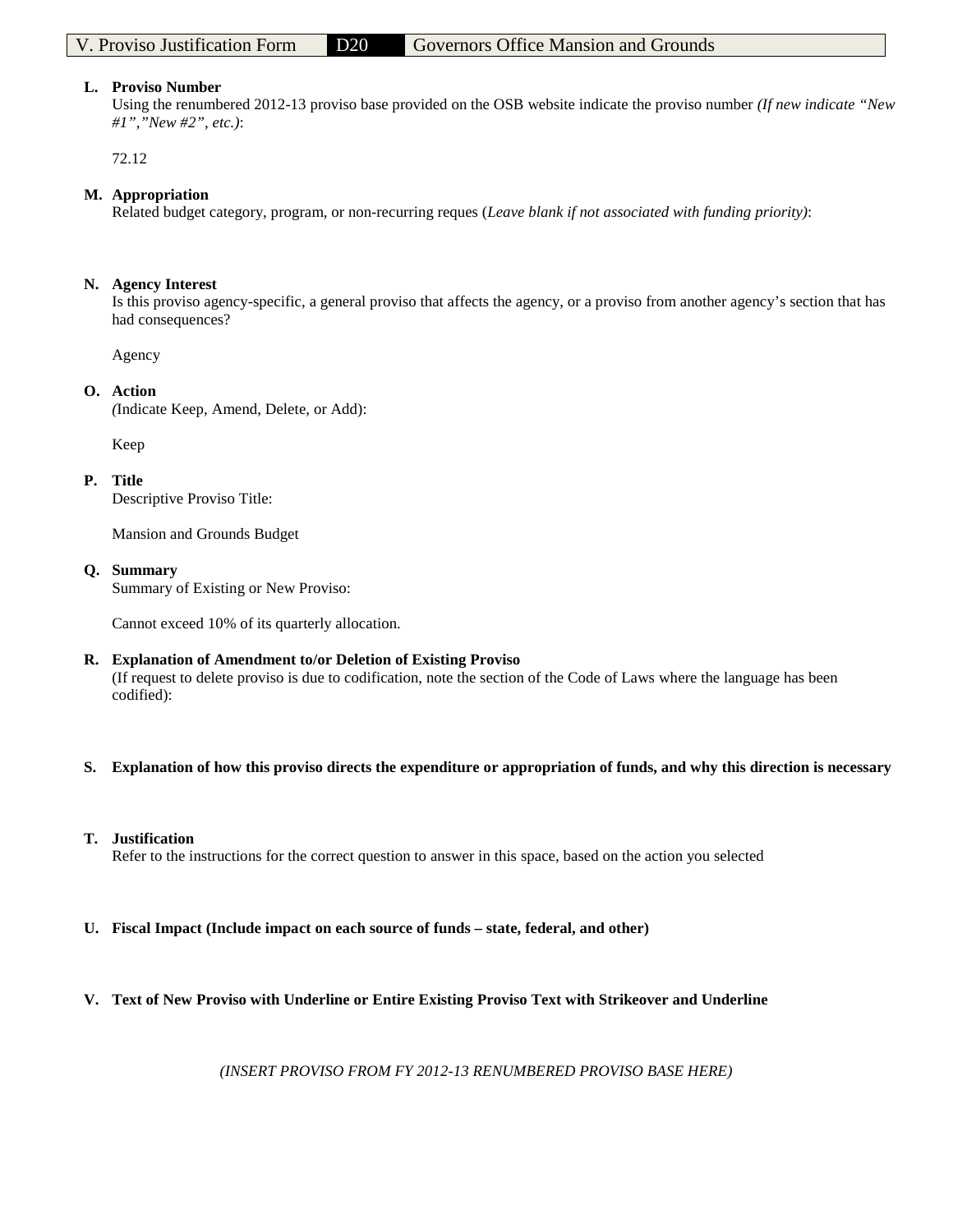| V. Proviso Justification Form | D20 | Governors Office Mansion and Grounds |
|---|---|---|

**L. Proviso Number**
Using the renumbered 2012-13 proviso base provided on the OSB website indicate the proviso number *(If new indicate "New #1","New #2", etc.)*:

72.12

**M. Appropriation**
Related budget category, program, or non-recurring reques (*Leave blank if not associated with funding priority)*:

**N. Agency Interest**
Is this proviso agency-specific, a general proviso that affects the agency, or a proviso from another agency's section that has had consequences?

Agency

**O. Action**
*(*Indicate Keep, Amend, Delete, or Add):

Keep

**P. Title**
Descriptive Proviso Title:

Mansion and Grounds Budget

**Q. Summary**
Summary of Existing or New Proviso:

Cannot exceed 10% of its quarterly allocation.

**R. Explanation of Amendment to/or Deletion of Existing Proviso**
(If request to delete proviso is due to codification, note the section of the Code of Laws where the language has been codified):

**S. Explanation of how this proviso directs the expenditure or appropriation of funds, and why this direction is necessary**

**T. Justification**
Refer to the instructions for the correct question to answer in this space, based on the action you selected

**U. Fiscal Impact (Include impact on each source of funds – state, federal, and other)**

**V. Text of New Proviso with Underline or Entire Existing Proviso Text with Strikeover and Underline**

*(INSERT PROVISO FROM FY 2012-13 RENUMBERED PROVISO BASE HERE)*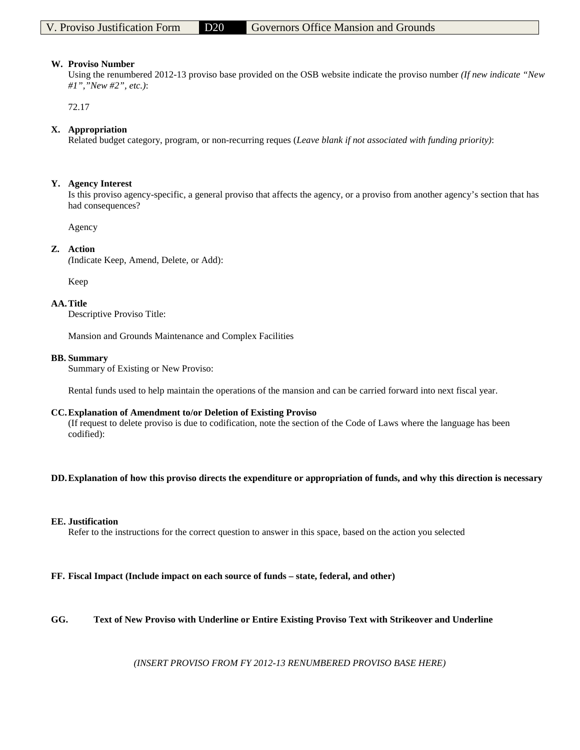| V. Proviso Justification Form | D20 | Governors Office Mansion and Grounds |
| --- | --- | --- |

**W. Proviso Number**

Using the renumbered 2012-13 proviso base provided on the OSB website indicate the proviso number *(If new indicate "New #1","New #2", etc.)*:

72.17

**X. Appropriation**

Related budget category, program, or non-recurring reques (*Leave blank if not associated with funding priority)*:

**Y. Agency Interest**

Is this proviso agency-specific, a general proviso that affects the agency, or a proviso from another agency's section that has had consequences?

Agency

**Z. Action**

*(*Indicate Keep, Amend, Delete, or Add):

Keep

**AA. Title**

Descriptive Proviso Title:

Mansion and Grounds Maintenance and Complex Facilities

**BB. Summary**

Summary of Existing or New Proviso:

Rental funds used to help maintain the operations of the mansion and can be carried forward into next fiscal year.

**CC. Explanation of Amendment to/or Deletion of Existing Proviso**

(If request to delete proviso is due to codification, note the section of the Code of Laws where the language has been codified):

**DD. Explanation of how this proviso directs the expenditure or appropriation of funds, and why this direction is necessary**

**EE. Justification**

Refer to the instructions for the correct question to answer in this space, based on the action you selected

**FF. Fiscal Impact (Include impact on each source of funds – state, federal, and other)**

**GG. Text of New Proviso with Underline or Entire Existing Proviso Text with Strikeover and Underline**

*(INSERT PROVISO FROM FY 2012-13 RENUMBERED PROVISO BASE HERE)*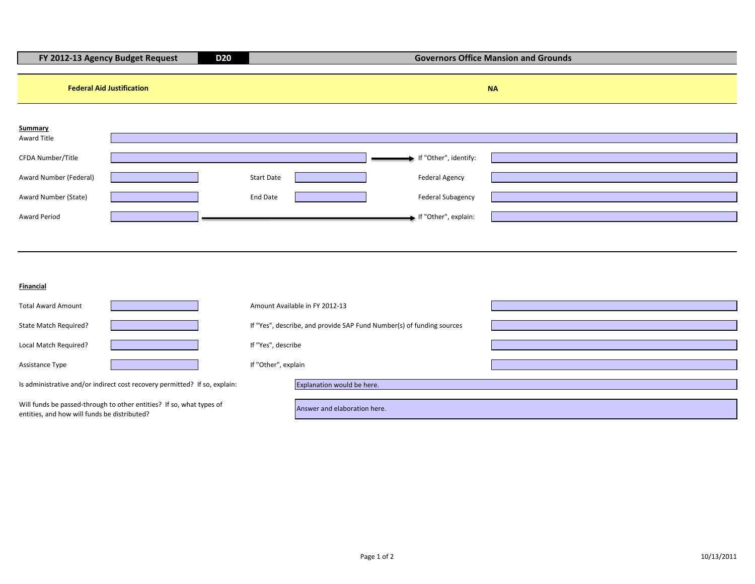| FY 2012-13 Agency Budget Request | D20 | Governors Office Mansion and Grounds |
|---|---|---|

**Federal Aid Justification** **NA**

**Summary**

| | | | | | |
|---|---|---|---|---|---|
| Award Title | | | | | |
| CFDA Number/Title | | | | If "Other", identify: | |
| Award Number (Federal) | | Start Date | | Federal Agency | |
| Award Number (State) | | End Date | | Federal Subagency | |
| Award Period | | | | If "Other", explain: | |

**Financial**

| | | | |
|---|---|---|---|
| Total Award Amount | | Amount Available in FY 2012-13 | |
| State Match Required? | | If "Yes", describe, and provide SAP Fund Number(s) of funding sources | |
| Local Match Required? | | If "Yes", describe | |
| Assistance Type | | If "Other", explain | |

Is administrative and/or indirect cost recovery permitted? If so, explain: Explanation would be here.

Will funds be passed-through to other entities? If so, what types of entities, and how will funds be distributed? Answer and elaboration here.

10/13/2011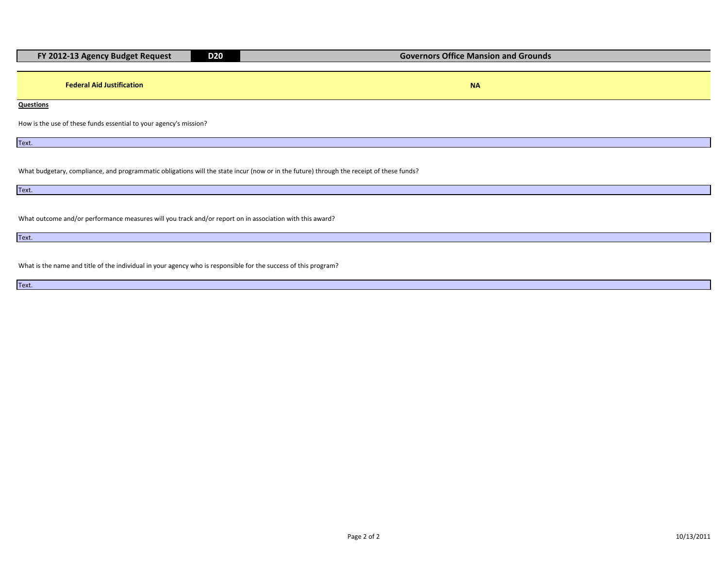| FY 2012-13 Agency Budget Request | D20 | Governors Office Mansion and Grounds |
|---|---|---|

**Federal Aid Justification** NA

**Questions**

How is the use of these funds essential to your agency's mission?

Text.

What budgetary, compliance, and programmatic obligations will the state incur (now or in the future) through the receipt of these funds?

Text.

What outcome and/or performance measures will you track and/or report on in association with this award?

Text.

What is the name and title of the individual in your agency who is responsible for the success of this program?

Text.

10/13/2011